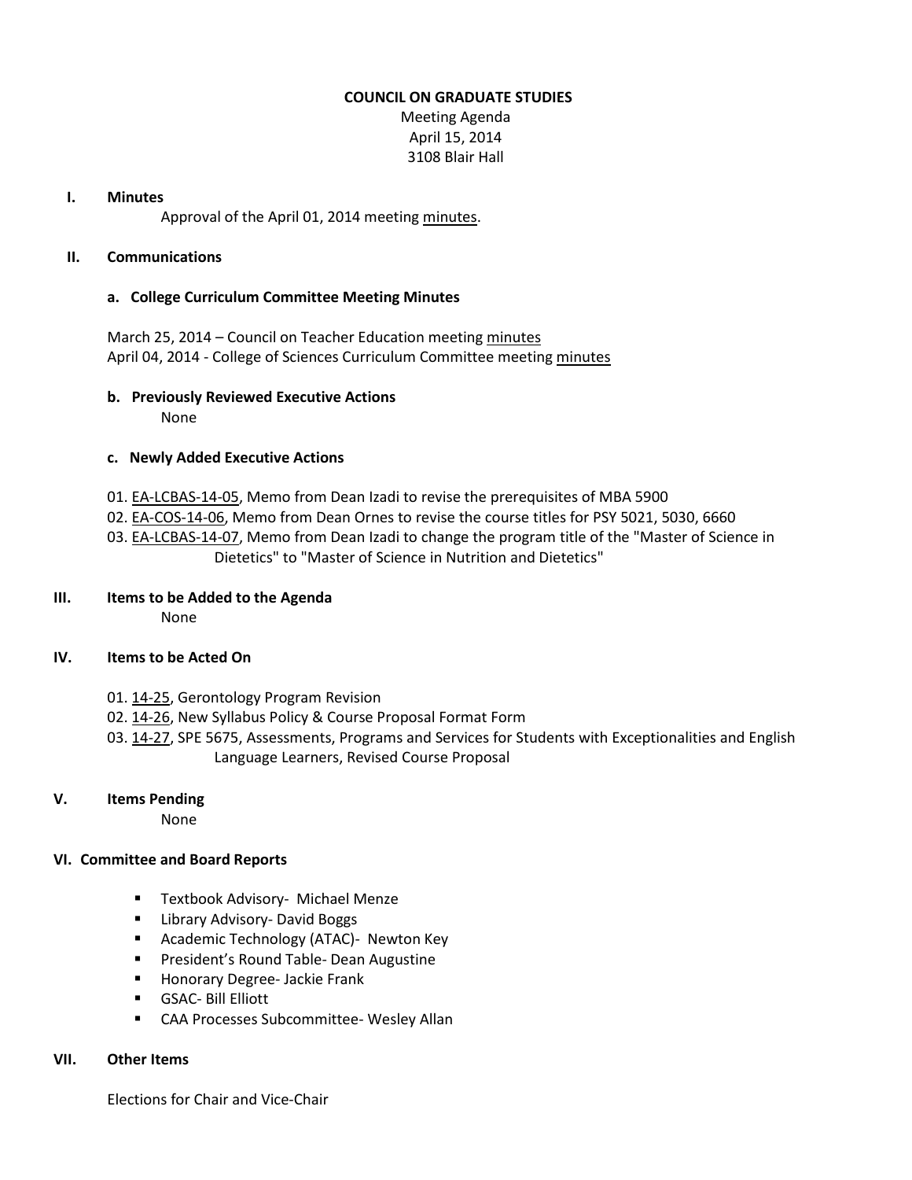# COUNCIL ON GRADUATE STUDIES

Meeting Agenda
April 15, 2014
3108 Blair Hall

## I. Minutes

Approval of the April 01, 2014 meeting minutes.

## II. Communications

### a. College Curriculum Committee Meeting Minutes

March 25, 2014 – Council on Teacher Education meeting minutes
April 04, 2014 - College of Sciences Curriculum Committee meeting minutes

### b. Previously Reviewed Executive Actions

None

### c. Newly Added Executive Actions

01. EA-LCBAS-14-05, Memo from Dean Izadi to revise the prerequisites of MBA 5900
02. EA-COS-14-06, Memo from Dean Ornes to revise the course titles for PSY 5021, 5030, 6660
03. EA-LCBAS-14-07, Memo from Dean Izadi to change the program title of the "Master of Science in Dietetics" to "Master of Science in Nutrition and Dietetics"

## III. Items to be Added to the Agenda

None

## IV. Items to be Acted On

01. 14-25, Gerontology Program Revision
02. 14-26, New Syllabus Policy & Course Proposal Format Form
03. 14-27, SPE 5675, Assessments, Programs and Services for Students with Exceptionalities and English Language Learners, Revised Course Proposal

## V. Items Pending

None

## VI. Committee and Board Reports

- Textbook Advisory- Michael Menze
- Library Advisory- David Boggs
- Academic Technology (ATAC)- Newton Key
- President's Round Table- Dean Augustine
- Honorary Degree- Jackie Frank
- GSAC- Bill Elliott
- CAA Processes Subcommittee- Wesley Allan

## VII. Other Items

Elections for Chair and Vice-Chair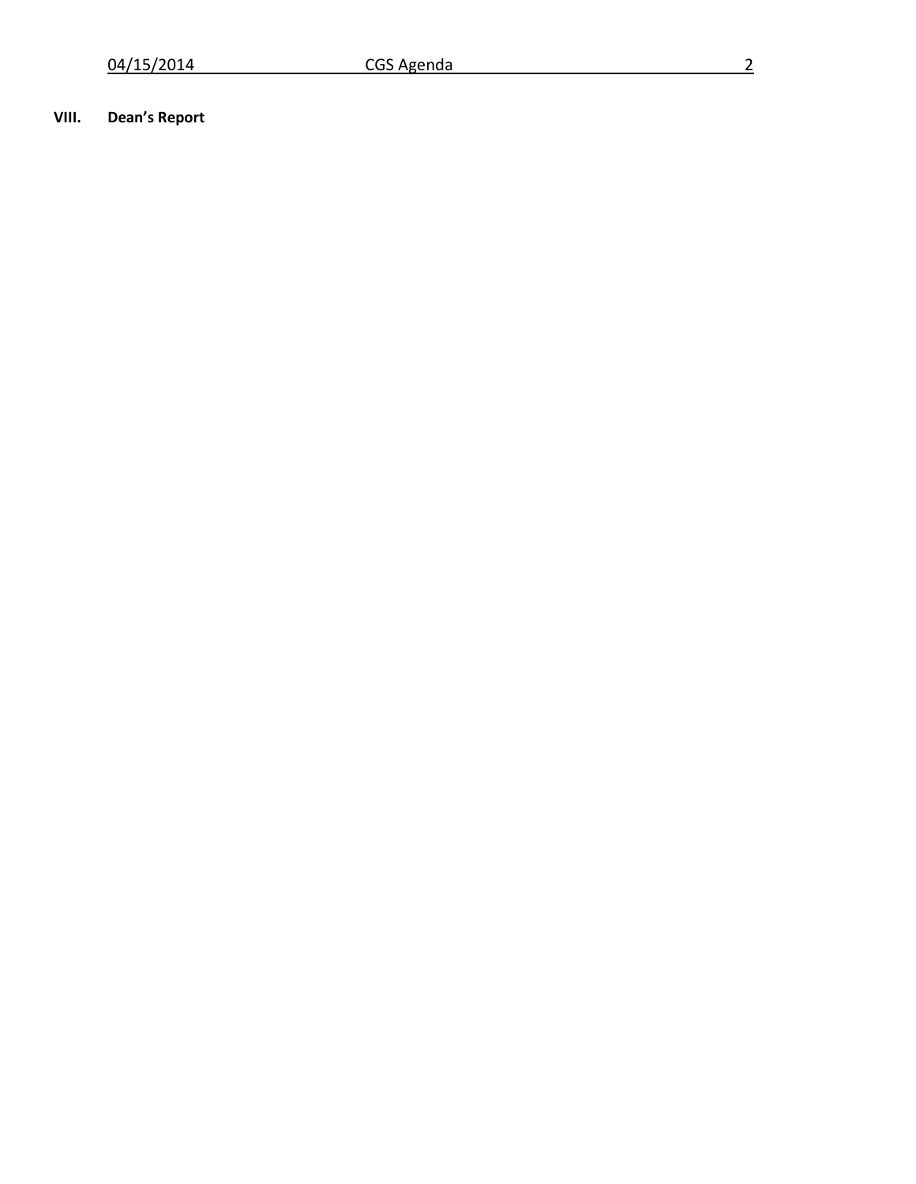**VIII. Dean's Report**